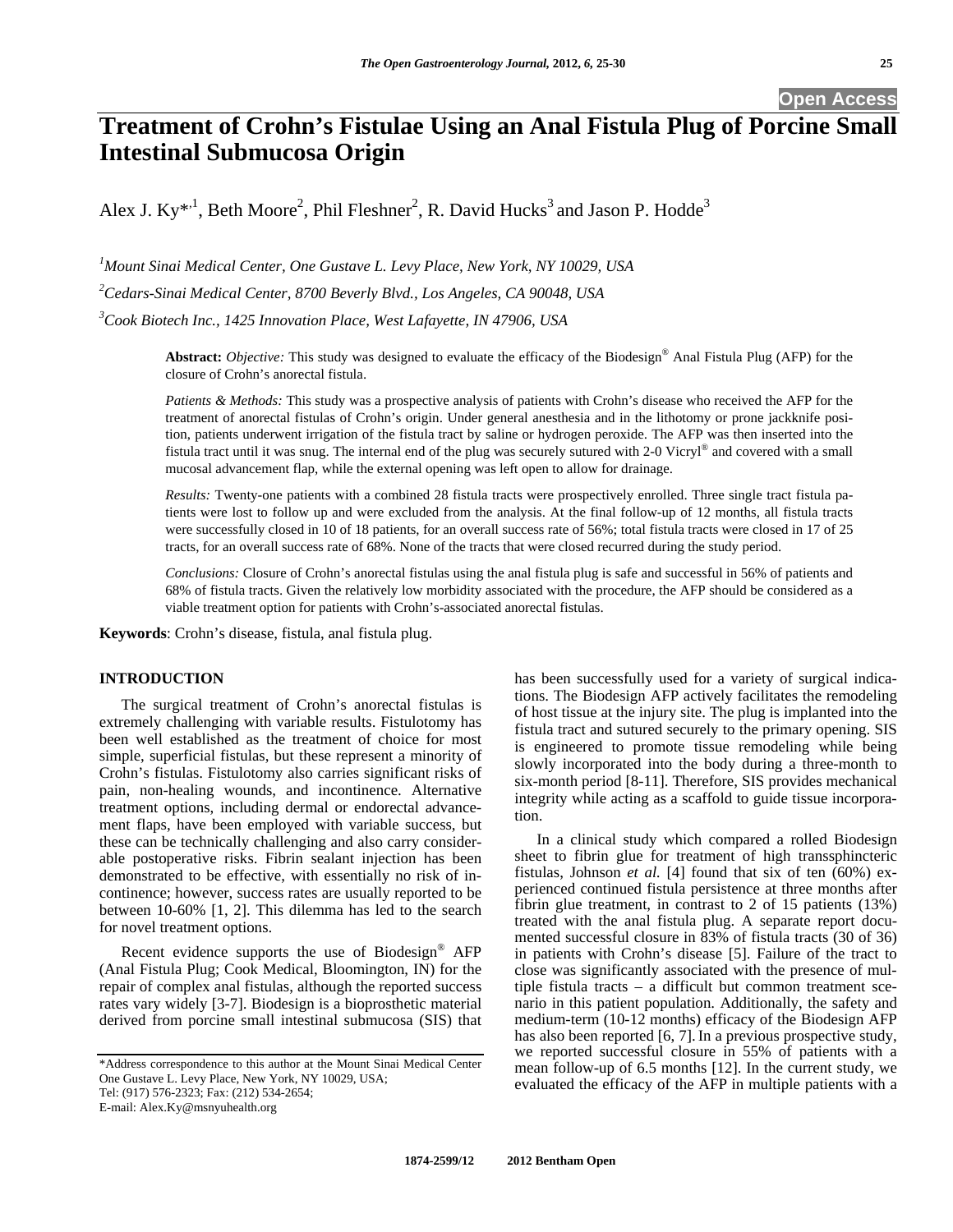# Treatment of Crohn's Fistulae Using an Anal Fistula Plug of Porcine Small Intestinal Submucosa Origin

Alex J. Ky*[,1], Beth Moore[2], Phil Fleshner[2], R. David Hucks[3] and Jason P. Hodde[3]

[1]*Mount Sinai Medical Center, One Gustave L. Levy Place, New York, NY 10029, USA*

[2]*Cedars-Sinai Medical Center, 8700 Beverly Blvd., Los Angeles, CA 90048, USA*

[3]*Cook Biotech Inc., 1425 Innovation Place, West Lafayette, IN 47906, USA*

**Abstract:** *Objective:* This study was designed to evaluate the efficacy of the Biodesign® Anal Fistula Plug (AFP) for the closure of Crohn's anorectal fistula.

*Patients & Methods:* This study was a prospective analysis of patients with Crohn's disease who received the AFP for the treatment of anorectal fistulas of Crohn's origin. Under general anesthesia and in the lithotomy or prone jackknife position, patients underwent irrigation of the fistula tract by saline or hydrogen peroxide. The AFP was then inserted into the fistula tract until it was snug. The internal end of the plug was securely sutured with 2-0 Vicryl® and covered with a small mucosal advancement flap, while the external opening was left open to allow for drainage.

*Results:* Twenty-one patients with a combined 28 fistula tracts were prospectively enrolled. Three single tract fistula patients were lost to follow up and were excluded from the analysis. At the final follow-up of 12 months, all fistula tracts were successfully closed in 10 of 18 patients, for an overall success rate of 56%; total fistula tracts were closed in 17 of 25 tracts, for an overall success rate of 68%. None of the tracts that were closed recurred during the study period.

*Conclusions:* Closure of Crohn's anorectal fistulas using the anal fistula plug is safe and successful in 56% of patients and 68% of fistula tracts. Given the relatively low morbidity associated with the procedure, the AFP should be considered as a viable treatment option for patients with Crohn's-associated anorectal fistulas.

**Keywords**: Crohn's disease, fistula, anal fistula plug.

## INTRODUCTION

The surgical treatment of Crohn's anorectal fistulas is extremely challenging with variable results. Fistulotomy has been well established as the treatment of choice for most simple, superficial fistulas, but these represent a minority of Crohn's fistulas. Fistulotomy also carries significant risks of pain, non-healing wounds, and incontinence. Alternative treatment options, including dermal or endorectal advancement flaps, have been employed with variable success, but these can be technically challenging and also carry considerable postoperative risks. Fibrin sealant injection has been demonstrated to be effective, with essentially no risk of incontinence; however, success rates are usually reported to be between 10-60% [1, 2]. This dilemma has led to the search for novel treatment options.

Recent evidence supports the use of Biodesign® AFP (Anal Fistula Plug; Cook Medical, Bloomington, IN) for the repair of complex anal fistulas, although the reported success rates vary widely [3-7]. Biodesign is a bioprosthetic material derived from porcine small intestinal submucosa (SIS) that has been successfully used for a variety of surgical indications. The Biodesign AFP actively facilitates the remodeling of host tissue at the injury site. The plug is implanted into the fistula tract and sutured securely to the primary opening. SIS is engineered to promote tissue remodeling while being slowly incorporated into the body during a three-month to six-month period [8-11]. Therefore, SIS provides mechanical integrity while acting as a scaffold to guide tissue incorporation.

In a clinical study which compared a rolled Biodesign sheet to fibrin glue for treatment of high transsphincteric fistulas, Johnson *et al.* [4] found that six of ten (60%) experienced continued fistula persistence at three months after fibrin glue treatment, in contrast to 2 of 15 patients (13%) treated with the anal fistula plug. A separate report documented successful closure in 83% of fistula tracts (30 of 36) in patients with Crohn's disease [5]. Failure of the tract to close was significantly associated with the presence of multiple fistula tracts – a difficult but common treatment scenario in this patient population. Additionally, the safety and medium-term (10-12 months) efficacy of the Biodesign AFP has also been reported [6, 7]. In a previous prospective study, we reported successful closure in 55% of patients with a mean follow-up of 6.5 months [12]. In the current study, we evaluated the efficacy of the AFP in multiple patients with a

*Address correspondence to this author at the Mount Sinai Medical Center One Gustave L. Levy Place, New York, NY 10029, USA; Tel: (917) 576-2323; Fax: (212) 534-2654; E-mail: Alex.Ky@msnyuhealth.org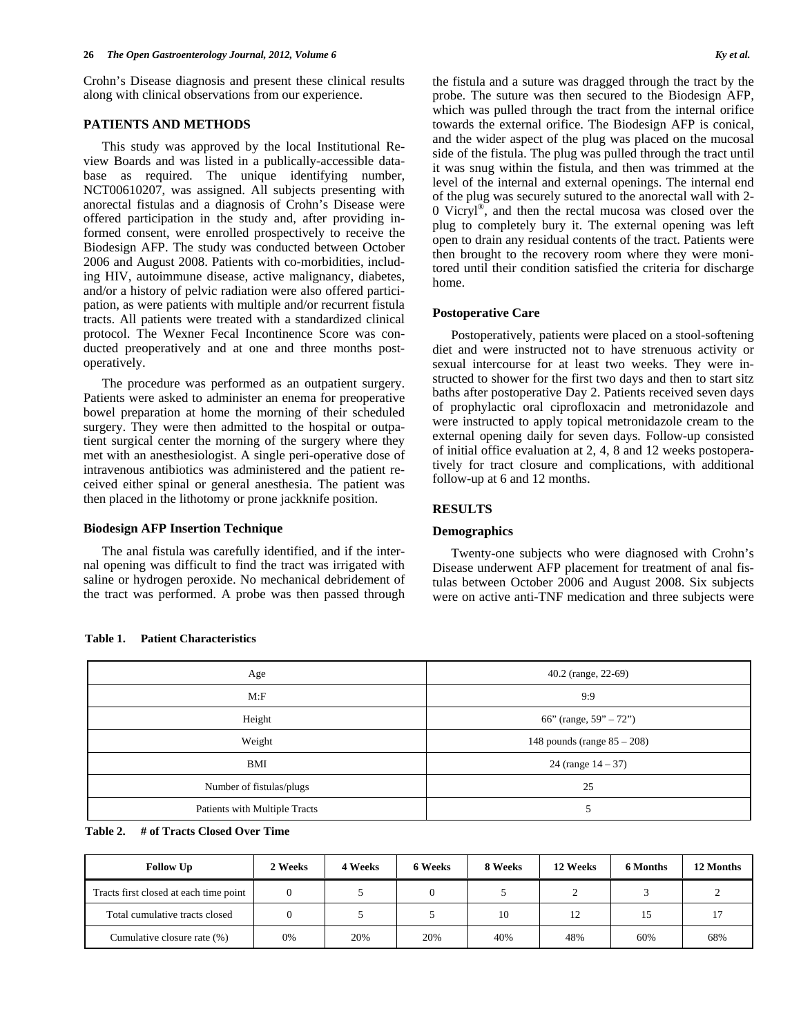Crohn's Disease diagnosis and present these clinical results along with clinical observations from our experience.

## PATIENTS AND METHODS

This study was approved by the local Institutional Review Boards and was listed in a publically-accessible database as required. The unique identifying number, NCT00610207, was assigned. All subjects presenting with anorectal fistulas and a diagnosis of Crohn's Disease were offered participation in the study and, after providing informed consent, were enrolled prospectively to receive the Biodesign AFP. The study was conducted between October 2006 and August 2008. Patients with co-morbidities, including HIV, autoimmune disease, active malignancy, diabetes, and/or a history of pelvic radiation were also offered participation, as were patients with multiple and/or recurrent fistula tracts. All patients were treated with a standardized clinical protocol. The Wexner Fecal Incontinence Score was conducted preoperatively and at one and three months postoperatively.

The procedure was performed as an outpatient surgery. Patients were asked to administer an enema for preoperative bowel preparation at home the morning of their scheduled surgery. They were then admitted to the hospital or outpatient surgical center the morning of the surgery where they met with an anesthesiologist. A single peri-operative dose of intravenous antibiotics was administered and the patient received either spinal or general anesthesia. The patient was then placed in the lithotomy or prone jackknife position.

### Biodesign AFP Insertion Technique

The anal fistula was carefully identified, and if the internal opening was difficult to find the tract was irrigated with saline or hydrogen peroxide. No mechanical debridement of the tract was performed. A probe was then passed through the fistula and a suture was dragged through the tract by the probe. The suture was then secured to the Biodesign AFP, which was pulled through the tract from the internal orifice towards the external orifice. The Biodesign AFP is conical, and the wider aspect of the plug was placed on the mucosal side of the fistula. The plug was pulled through the tract until it was snug within the fistula, and then was trimmed at the level of the internal and external openings. The internal end of the plug was securely sutured to the anorectal wall with 2-0 Vicryl®, and then the rectal mucosa was closed over the plug to completely bury it. The external opening was left open to drain any residual contents of the tract. Patients were then brought to the recovery room where they were monitored until their condition satisfied the criteria for discharge home.

### Postoperative Care

Postoperatively, patients were placed on a stool-softening diet and were instructed not to have strenuous activity or sexual intercourse for at least two weeks. They were instructed to shower for the first two days and then to start sitz baths after postoperative Day 2. Patients received seven days of prophylactic oral ciprofloxacin and metronidazole and were instructed to apply topical metronidazole cream to the external opening daily for seven days. Follow-up consisted of initial office evaluation at 2, 4, 8 and 12 weeks postoperatively for tract closure and complications, with additional follow-up at 6 and 12 months.

## RESULTS

### Demographics

Twenty-one subjects who were diagnosed with Crohn's Disease underwent AFP placement for treatment of anal fistulas between October 2006 and August 2008. Six subjects were on active anti-TNF medication and three subjects were

**Table 1. Patient Characteristics**

| | |
|---|---|
| Age | 40.2 (range, 22-69) |
| M:F | 9:9 |
| Height | 66" (range, 59" – 72") |
| Weight | 148 pounds (range 85 – 208) |
| BMI | 24 (range 14 – 37) |
| Number of fistulas/plugs | 25 |
| Patients with Multiple Tracts | 5 |

**Table 2. # of Tracts Closed Over Time**

| Follow Up | 2 Weeks | 4 Weeks | 6 Weeks | 8 Weeks | 12 Weeks | 6 Months | 12 Months |
|---|---|---|---|---|---|---|---|
| Tracts first closed at each time point | 0 | 5 | 0 | 5 | 2 | 3 | 2 |
| Total cumulative tracts closed | 0 | 5 | 5 | 10 | 12 | 15 | 17 |
| Cumulative closure rate (%) | 0% | 20% | 20% | 40% | 48% | 60% | 68% |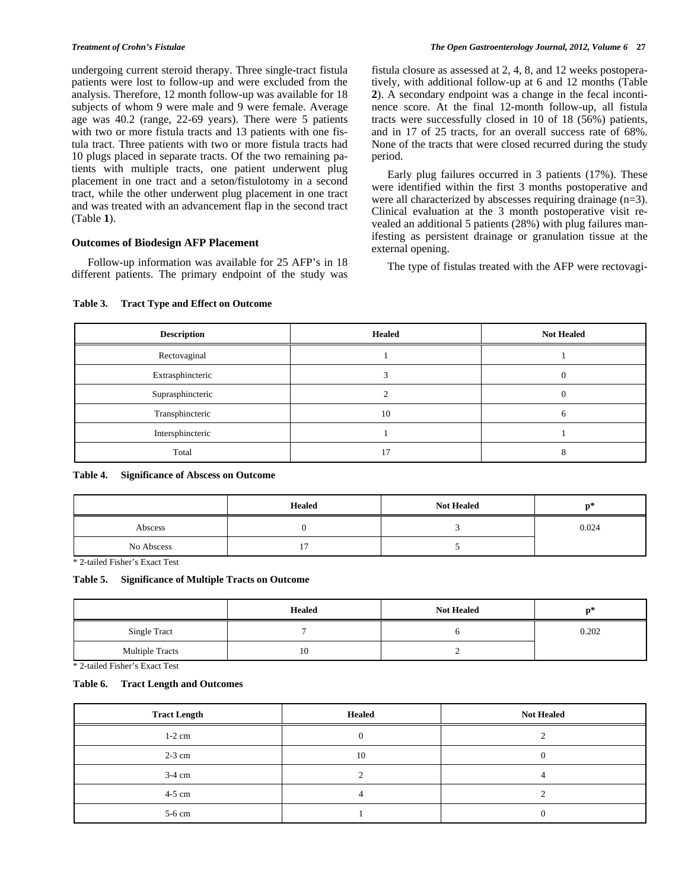undergoing current steroid therapy. Three single-tract fistula patients were lost to follow-up and were excluded from the analysis. Therefore, 12 month follow-up was available for 18 subjects of whom 9 were male and 9 were female. Average age was 40.2 (range, 22-69 years). There were 5 patients with two or more fistula tracts and 13 patients with one fistula tract. Three patients with two or more fistula tracts had 10 plugs placed in separate tracts. Of the two remaining patients with multiple tracts, one patient underwent plug placement in one tract and a seton/fistulotomy in a second tract, while the other underwent plug placement in one tract and was treated with an advancement flap in the second tract (Table **1**).

### Outcomes of Biodesign AFP Placement

Follow-up information was available for 25 AFP's in 18 different patients. The primary endpoint of the study was fistula closure as assessed at 2, 4, 8, and 12 weeks postoperatively, with additional follow-up at 6 and 12 months (Table **2**). A secondary endpoint was a change in the fecal incontinence score. At the final 12-month follow-up, all fistula tracts were successfully closed in 10 of 18 (56%) patients, and in 17 of 25 tracts, for an overall success rate of 68%. None of the tracts that were closed recurred during the study period.

Early plug failures occurred in 3 patients (17%). These were identified within the first 3 months postoperative and were all characterized by abscesses requiring drainage (n=3). Clinical evaluation at the 3 month postoperative visit revealed an additional 5 patients (28%) with plug failures manifesting as persistent drainage or granulation tissue at the external opening.

The type of fistulas treated with the AFP were rectovagi-

**Table 3. Tract Type and Effect on Outcome**

| Description | Healed | Not Healed |
|---|---|---|
| Rectovaginal | 1 | 1 |
| Extrasphincteric | 3 | 0 |
| Suprasphincteric | 2 | 0 |
| Transphincteric | 10 | 6 |
| Intersphincteric | 1 | 1 |
| Total | 17 | 8 |

**Table 4. Significance of Abscess on Outcome**

| | Healed | Not Healed | p* |
|---|---|---|---|
| Abscess | 0 | 3 | 0.024 |
| No Abscess | 17 | 5 | |

\* 2-tailed Fisher's Exact Test

**Table 5. Significance of Multiple Tracts on Outcome**

| | Healed | Not Healed | p* |
|---|---|---|---|
| Single Tract | 7 | 6 | 0.202 |
| Multiple Tracts | 10 | 2 | |

\* 2-tailed Fisher's Exact Test

**Table 6. Tract Length and Outcomes**

| Tract Length | Healed | Not Healed |
|---|---|---|
| 1-2 cm | 0 | 2 |
| 2-3 cm | 10 | 0 |
| 3-4 cm | 2 | 4 |
| 4-5 cm | 4 | 2 |
| 5-6 cm | 1 | 0 |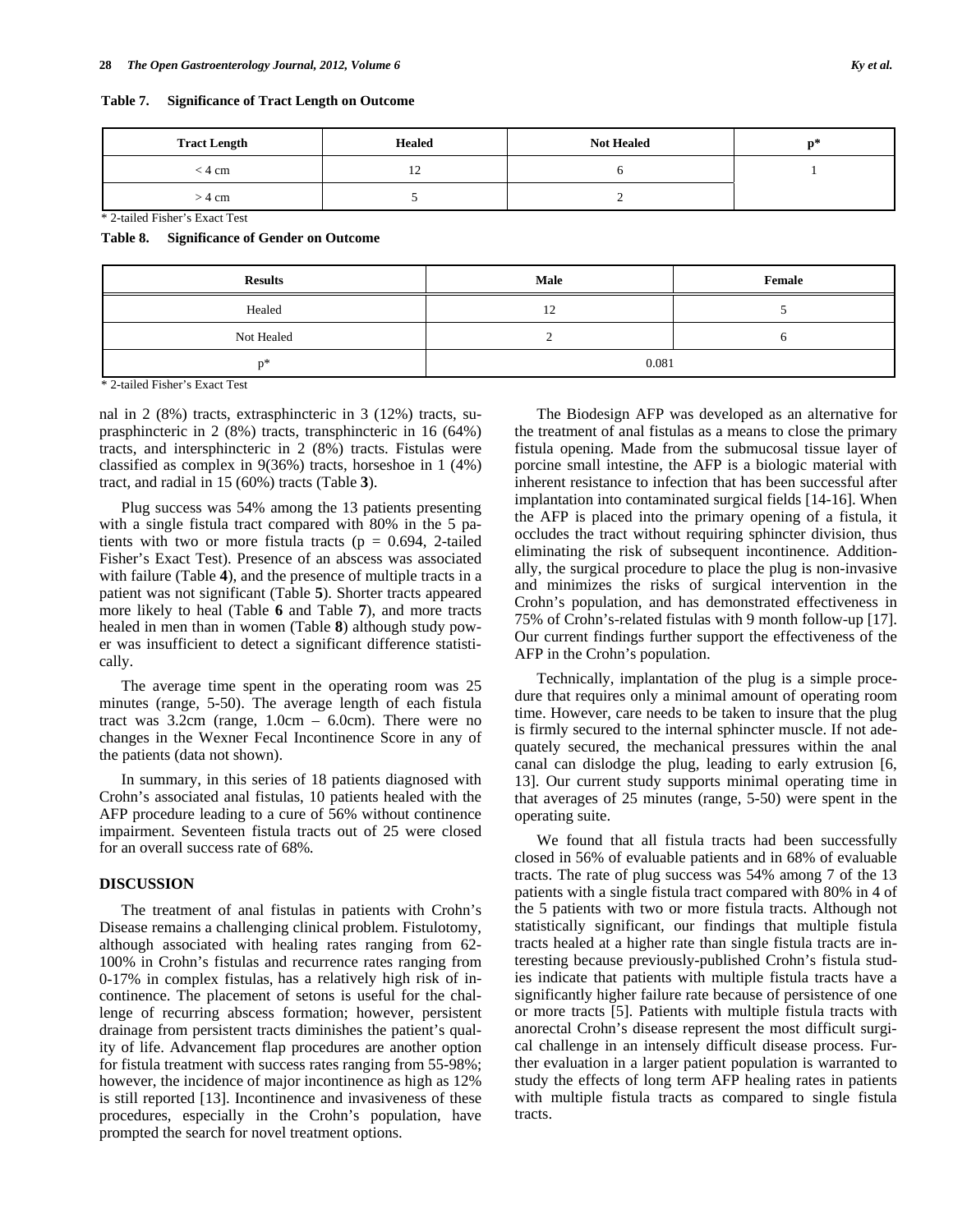**Table 7. Significance of Tract Length on Outcome**

| Tract Length | Healed | Not Healed | p* |
|---|---|---|---|
| < 4 cm | 12 | 6 | 1 |
| > 4 cm | 5 | 2 | |

\* 2-tailed Fisher's Exact Test

**Table 8. Significance of Gender on Outcome**

| Results | Male | Female |
|---|---|---|
| Healed | 12 | 5 |
| Not Healed | 2 | 6 |
| p* | 0.081 | |

\* 2-tailed Fisher's Exact Test

nal in 2 (8%) tracts, extrasphincteric in 3 (12%) tracts, suprasphincteric in 2 (8%) tracts, transphincteric in 16 (64%) tracts, and intersphincteric in 2 (8%) tracts. Fistulas were classified as complex in 9(36%) tracts, horseshoe in 1 (4%) tract, and radial in 15 (60%) tracts (Table **3**).

Plug success was 54% among the 13 patients presenting with a single fistula tract compared with 80% in the 5 patients with two or more fistula tracts ($p = 0.694$, 2-tailed Fisher's Exact Test). Presence of an abscess was associated with failure (Table **4**), and the presence of multiple tracts in a patient was not significant (Table **5**). Shorter tracts appeared more likely to heal (Table **6** and Table **7**), and more tracts healed in men than in women (Table **8**) although study power was insufficient to detect a significant difference statistically.

The average time spent in the operating room was 25 minutes (range, 5-50). The average length of each fistula tract was 3.2cm (range, 1.0cm – 6.0cm). There were no changes in the Wexner Fecal Incontinence Score in any of the patients (data not shown).

In summary, in this series of 18 patients diagnosed with Crohn's associated anal fistulas, 10 patients healed with the AFP procedure leading to a cure of 56% without continence impairment. Seventeen fistula tracts out of 25 were closed for an overall success rate of 68%.

## DISCUSSION

The treatment of anal fistulas in patients with Crohn's Disease remains a challenging clinical problem. Fistulotomy, although associated with healing rates ranging from 62-100% in Crohn's fistulas and recurrence rates ranging from 0-17% in complex fistulas, has a relatively high risk of incontinence. The placement of setons is useful for the challenge of recurring abscess formation; however, persistent drainage from persistent tracts diminishes the patient's quality of life. Advancement flap procedures are another option for fistula treatment with success rates ranging from 55-98%; however, the incidence of major incontinence as high as 12% is still reported [13]. Incontinence and invasiveness of these procedures, especially in the Crohn's population, have prompted the search for novel treatment options.

The Biodesign AFP was developed as an alternative for the treatment of anal fistulas as a means to close the primary fistula opening. Made from the submucosal tissue layer of porcine small intestine, the AFP is a biologic material with inherent resistance to infection that has been successful after implantation into contaminated surgical fields [14-16]. When the AFP is placed into the primary opening of a fistula, it occludes the tract without requiring sphincter division, thus eliminating the risk of subsequent incontinence. Additionally, the surgical procedure to place the plug is non-invasive and minimizes the risks of surgical intervention in the Crohn's population, and has demonstrated effectiveness in 75% of Crohn's-related fistulas with 9 month follow-up [17]. Our current findings further support the effectiveness of the AFP in the Crohn's population.

Technically, implantation of the plug is a simple procedure that requires only a minimal amount of operating room time. However, care needs to be taken to insure that the plug is firmly secured to the internal sphincter muscle. If not adequately secured, the mechanical pressures within the anal canal can dislodge the plug, leading to early extrusion [6, 13]. Our current study supports minimal operating time in that averages of 25 minutes (range, 5-50) were spent in the operating suite.

We found that all fistula tracts had been successfully closed in 56% of evaluable patients and in 68% of evaluable tracts. The rate of plug success was 54% among 7 of the 13 patients with a single fistula tract compared with 80% in 4 of the 5 patients with two or more fistula tracts. Although not statistically significant, our findings that multiple fistula tracts healed at a higher rate than single fistula tracts are interesting because previously-published Crohn's fistula studies indicate that patients with multiple fistula tracts have a significantly higher failure rate because of persistence of one or more tracts [5]. Patients with multiple fistula tracts with anorectal Crohn's disease represent the most difficult surgical challenge in an intensely difficult disease process. Further evaluation in a larger patient population is warranted to study the effects of long term AFP healing rates in patients with multiple fistula tracts as compared to single fistula tracts.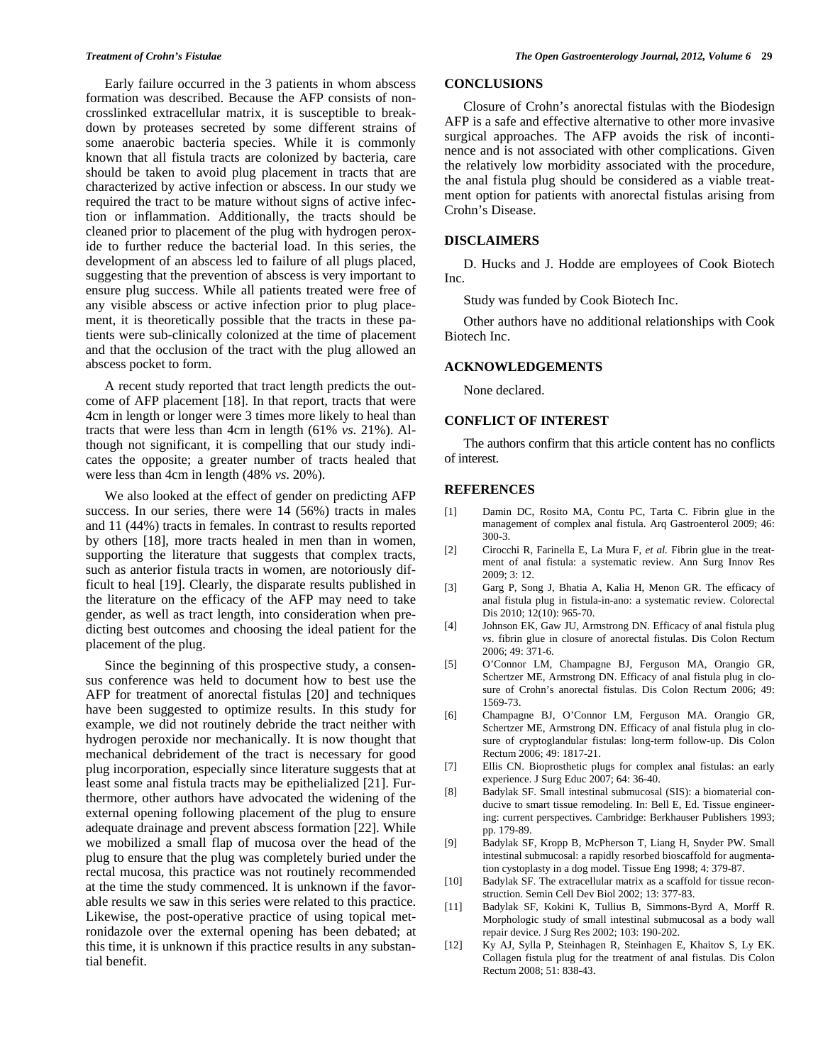Early failure occurred in the 3 patients in whom abscess formation was described. Because the AFP consists of non-crosslinked extracellular matrix, it is susceptible to breakdown by proteases secreted by some different strains of some anaerobic bacteria species. While it is commonly known that all fistula tracts are colonized by bacteria, care should be taken to avoid plug placement in tracts that are characterized by active infection or abscess. In our study we required the tract to be mature without signs of active infection or inflammation. Additionally, the tracts should be cleaned prior to placement of the plug with hydrogen peroxide to further reduce the bacterial load. In this series, the development of an abscess led to failure of all plugs placed, suggesting that the prevention of abscess is very important to ensure plug success. While all patients treated were free of any visible abscess or active infection prior to plug placement, it is theoretically possible that the tracts in these patients were sub-clinically colonized at the time of placement and that the occlusion of the tract with the plug allowed an abscess pocket to form.

A recent study reported that tract length predicts the outcome of AFP placement [18]. In that report, tracts that were 4cm in length or longer were 3 times more likely to heal than tracts that were less than 4cm in length (61% *vs*. 21%). Although not significant, it is compelling that our study indicates the opposite; a greater number of tracts healed that were less than 4cm in length (48% *vs*. 20%).

We also looked at the effect of gender on predicting AFP success. In our series, there were 14 (56%) tracts in males and 11 (44%) tracts in females. In contrast to results reported by others [18], more tracts healed in men than in women, supporting the literature that suggests that complex tracts, such as anterior fistula tracts in women, are notoriously difficult to heal [19]. Clearly, the disparate results published in the literature on the efficacy of the AFP may need to take gender, as well as tract length, into consideration when predicting best outcomes and choosing the ideal patient for the placement of the plug.

Since the beginning of this prospective study, a consensus conference was held to document how to best use the AFP for treatment of anorectal fistulas [20] and techniques have been suggested to optimize results. In this study for example, we did not routinely debride the tract neither with hydrogen peroxide nor mechanically. It is now thought that mechanical debridement of the tract is necessary for good plug incorporation, especially since literature suggests that at least some anal fistula tracts may be epithelialized [21]. Furthermore, other authors have advocated the widening of the external opening following placement of the plug to ensure adequate drainage and prevent abscess formation [22]. While we mobilized a small flap of mucosa over the head of the plug to ensure that the plug was completely buried under the rectal mucosa, this practice was not routinely recommended at the time the study commenced. It is unknown if the favorable results we saw in this series were related to this practice. Likewise, the post-operative practice of using topical metronidazole over the external opening has been debated; at this time, it is unknown if this practice results in any substantial benefit.

## CONCLUSIONS

Closure of Crohn's anorectal fistulas with the Biodesign AFP is a safe and effective alternative to other more invasive surgical approaches. The AFP avoids the risk of incontinence and is not associated with other complications. Given the relatively low morbidity associated with the procedure, the anal fistula plug should be considered as a viable treatment option for patients with anorectal fistulas arising from Crohn's Disease.

## DISCLAIMERS

D. Hucks and J. Hodde are employees of Cook Biotech Inc.

Study was funded by Cook Biotech Inc.

Other authors have no additional relationships with Cook Biotech Inc.

## ACKNOWLEDGEMENTS

None declared.

## CONFLICT OF INTEREST

The authors confirm that this article content has no conflicts of interest.

## REFERENCES

[1] Damin DC, Rosito MA, Contu PC, Tarta C. Fibrin glue in the management of complex anal fistula. Arq Gastroenterol 2009; 46: 300-3.

[2] Cirocchi R, Farinella E, La Mura F, *et al.* Fibrin glue in the treatment of anal fistula: a systematic review. Ann Surg Innov Res 2009; 3: 12.

[3] Garg P, Song J, Bhatia A, Kalia H, Menon GR. The efficacy of anal fistula plug in fistula-in-ano: a systematic review. Colorectal Dis 2010; 12(10): 965-70.

[4] Johnson EK, Gaw JU, Armstrong DN. Efficacy of anal fistula plug *vs*. fibrin glue in closure of anorectal fistulas. Dis Colon Rectum 2006; 49: 371-6.

[5] O'Connor LM, Champagne BJ, Ferguson MA, Orangio GR, Schertzer ME, Armstrong DN. Efficacy of anal fistula plug in closure of Crohn's anorectal fistulas. Dis Colon Rectum 2006; 49: 1569-73.

[6] Champagne BJ, O'Connor LM, Ferguson MA. Orangio GR, Schertzer ME, Armstrong DN. Efficacy of anal fistula plug in closure of cryptoglandular fistulas: long-term follow-up. Dis Colon Rectum 2006; 49: 1817-21.

[7] Ellis CN. Bioprosthetic plugs for complex anal fistulas: an early experience. J Surg Educ 2007; 64: 36-40.

[8] Badylak SF. Small intestinal submucosal (SIS): a biomaterial conducive to smart tissue remodeling. In: Bell E, Ed. Tissue engineering: current perspectives. Cambridge: Berkhauser Publishers 1993; pp. 179-89.

[9] Badylak SF, Kropp B, McPherson T, Liang H, Snyder PW. Small intestinal submucosal: a rapidly resorbed bioscaffold for augmentation cystoplasty in a dog model. Tissue Eng 1998; 4: 379-87.

[10] Badylak SF. The extracellular matrix as a scaffold for tissue reconstruction. Semin Cell Dev Biol 2002; 13: 377-83.

[11] Badylak SF, Kokini K, Tullius B, Simmons-Byrd A, Morff R. Morphologic study of small intestinal submucosal as a body wall repair device. J Surg Res 2002; 103: 190-202.

[12] Ky AJ, Sylla P, Steinhagen R, Steinhagen E, Khaitov S, Ly EK. Collagen fistula plug for the treatment of anal fistulas. Dis Colon Rectum 2008; 51: 838-43.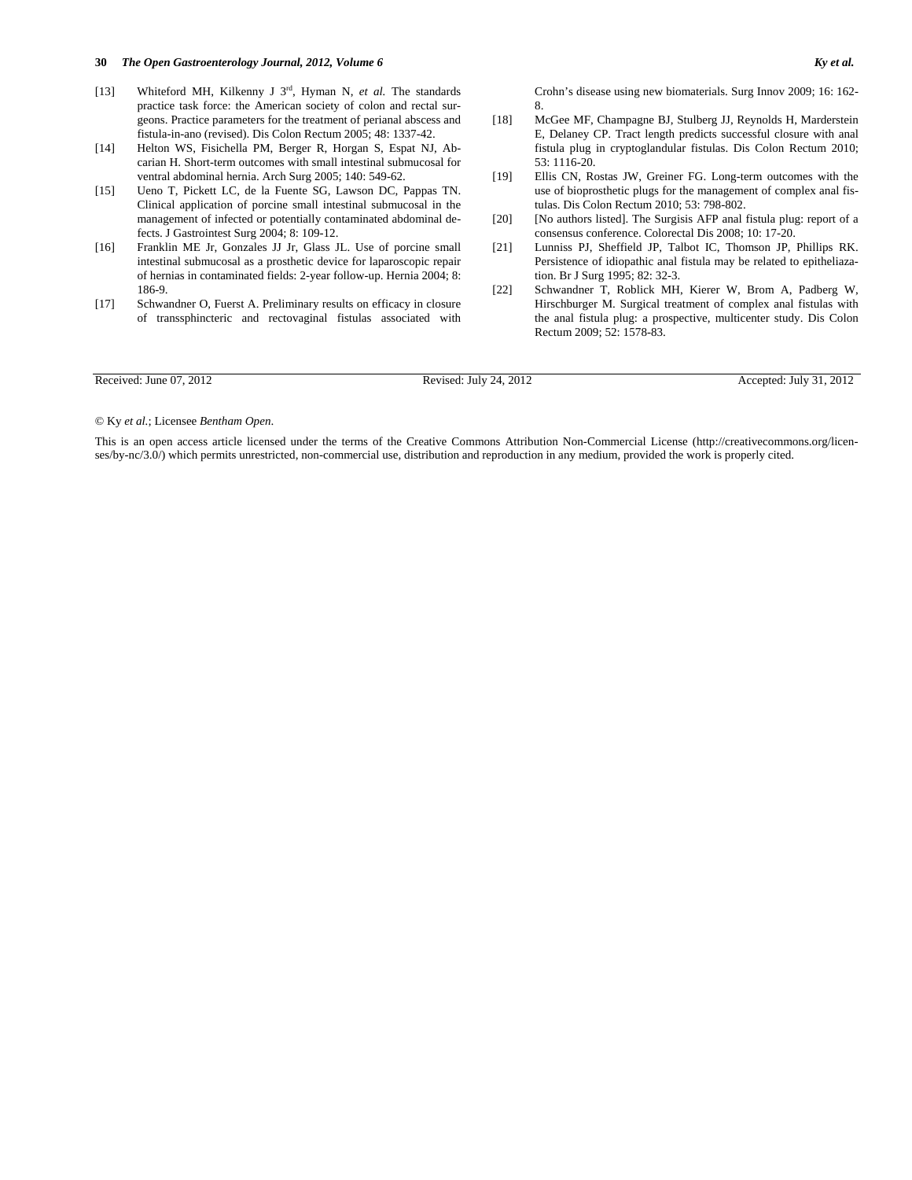[13] Whiteford MH, Kilkenny J 3rd, Hyman N, *et al.* The standards practice task force: the American society of colon and rectal surgeons. Practice parameters for the treatment of perianal abscess and fistula-in-ano (revised). Dis Colon Rectum 2005; 48: 1337-42.

[14] Helton WS, Fisichella PM, Berger R, Horgan S, Espat NJ, Abcarian H. Short-term outcomes with small intestinal submucosal for ventral abdominal hernia. Arch Surg 2005; 140: 549-62.

[15] Ueno T, Pickett LC, de la Fuente SG, Lawson DC, Pappas TN. Clinical application of porcine small intestinal submucosal in the management of infected or potentially contaminated abdominal defects. J Gastrointest Surg 2004; 8: 109-12.

[16] Franklin ME Jr, Gonzales JJ Jr, Glass JL. Use of porcine small intestinal submucosal as a prosthetic device for laparoscopic repair of hernias in contaminated fields: 2-year follow-up. Hernia 2004; 8: 186-9.

[17] Schwandner O, Fuerst A. Preliminary results on efficacy in closure of transsphincteric and rectovaginal fistulas associated with Crohn's disease using new biomaterials. Surg Innov 2009; 16: 162-8.

[18] McGee MF, Champagne BJ, Stulberg JJ, Reynolds H, Marderstein E, Delaney CP. Tract length predicts successful closure with anal fistula plug in cryptoglandular fistulas. Dis Colon Rectum 2010; 53: 1116-20.

[19] Ellis CN, Rostas JW, Greiner FG. Long-term outcomes with the use of bioprosthetic plugs for the management of complex anal fistulas. Dis Colon Rectum 2010; 53: 798-802.

[20] [No authors listed]. The Surgisis AFP anal fistula plug: report of a consensus conference. Colorectal Dis 2008; 10: 17-20.

[21] Lunniss PJ, Sheffield JP, Talbot IC, Thomson JP, Phillips RK. Persistence of idiopathic anal fistula may be related to epitheliazation. Br J Surg 1995; 82: 32-3.

[22] Schwandner T, Roblick MH, Kierer W, Brom A, Padberg W, Hirschburger M. Surgical treatment of complex anal fistulas with the anal fistula plug: a prospective, multicenter study. Dis Colon Rectum 2009; 52: 1578-83.

Received: June 07, 2012 Revised: July 24, 2012 Accepted: July 31, 2012

© Ky *et al.*; Licensee *Bentham Open*.

This is an open access article licensed under the terms of the Creative Commons Attribution Non-Commercial License (http://creativecommons.org/licenses/by-nc/3.0/) which permits unrestricted, non-commercial use, distribution and reproduction in any medium, provided the work is properly cited.